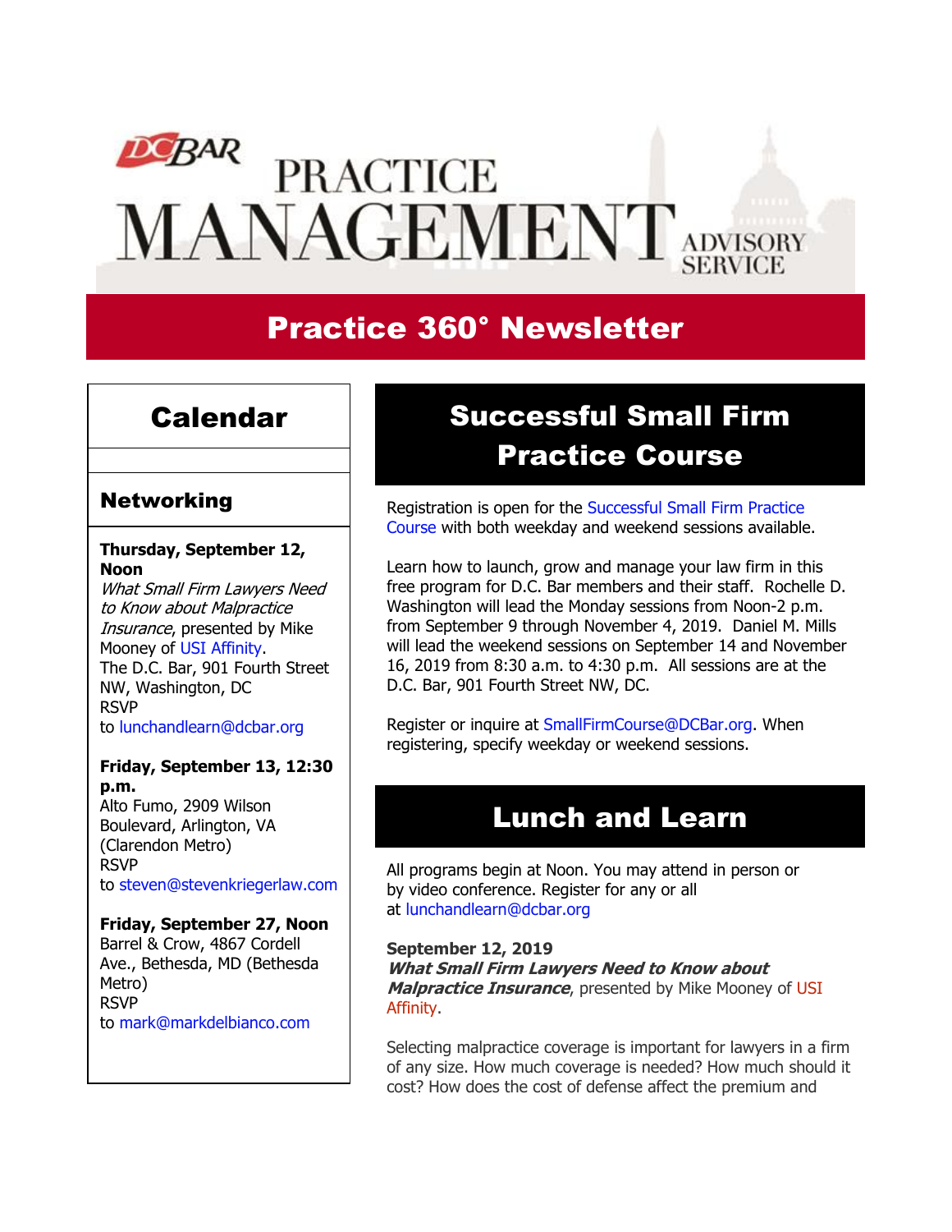# DC BAR PRACTICE MANAGEMENT ADVISORY SERVICE

## Practice 360° Newsletter

## Calendar

### Networking

**Thursday, September 12, Noon**
*What Small Firm Lawyers Need to Know about Malpractice Insurance*, presented by Mike Mooney of USI Affinity.
The D.C. Bar, 901 Fourth Street NW, Washington, DC
RSVP to lunchandlearn@dcbar.org

**Friday, September 13, 12:30 p.m.**
Alto Fumo, 2909 Wilson Boulevard, Arlington, VA (Clarendon Metro)
RSVP to steven@stevenkriegerlaw.com

**Friday, September 27, Noon**
Barrel & Crow, 4867 Cordell Ave., Bethesda, MD (Bethesda Metro)
RSVP to mark@markdelbianco.com

## Successful Small Firm Practice Course

Registration is open for the Successful Small Firm Practice Course with both weekday and weekend sessions available.

Learn how to launch, grow and manage your law firm in this free program for D.C. Bar members and their staff. Rochelle D. Washington will lead the Monday sessions from Noon-2 p.m. from September 9 through November 4, 2019. Daniel M. Mills will lead the weekend sessions on September 14 and November 16, 2019 from 8:30 a.m. to 4:30 p.m. All sessions are at the D.C. Bar, 901 Fourth Street NW, DC.

Register or inquire at SmallFirmCourse@DCBar.org. When registering, specify weekday or weekend sessions.

## Lunch and Learn

All programs begin at Noon. You may attend in person or by video conference. Register for any or all at lunchandlearn@dcbar.org

**September 12, 2019**
***What Small Firm Lawyers Need to Know about Malpractice Insurance***, presented by Mike Mooney of USI Affinity.

Selecting malpractice coverage is important for lawyers in a firm of any size. How much coverage is needed? How much should it cost? How does the cost of defense affect the premium and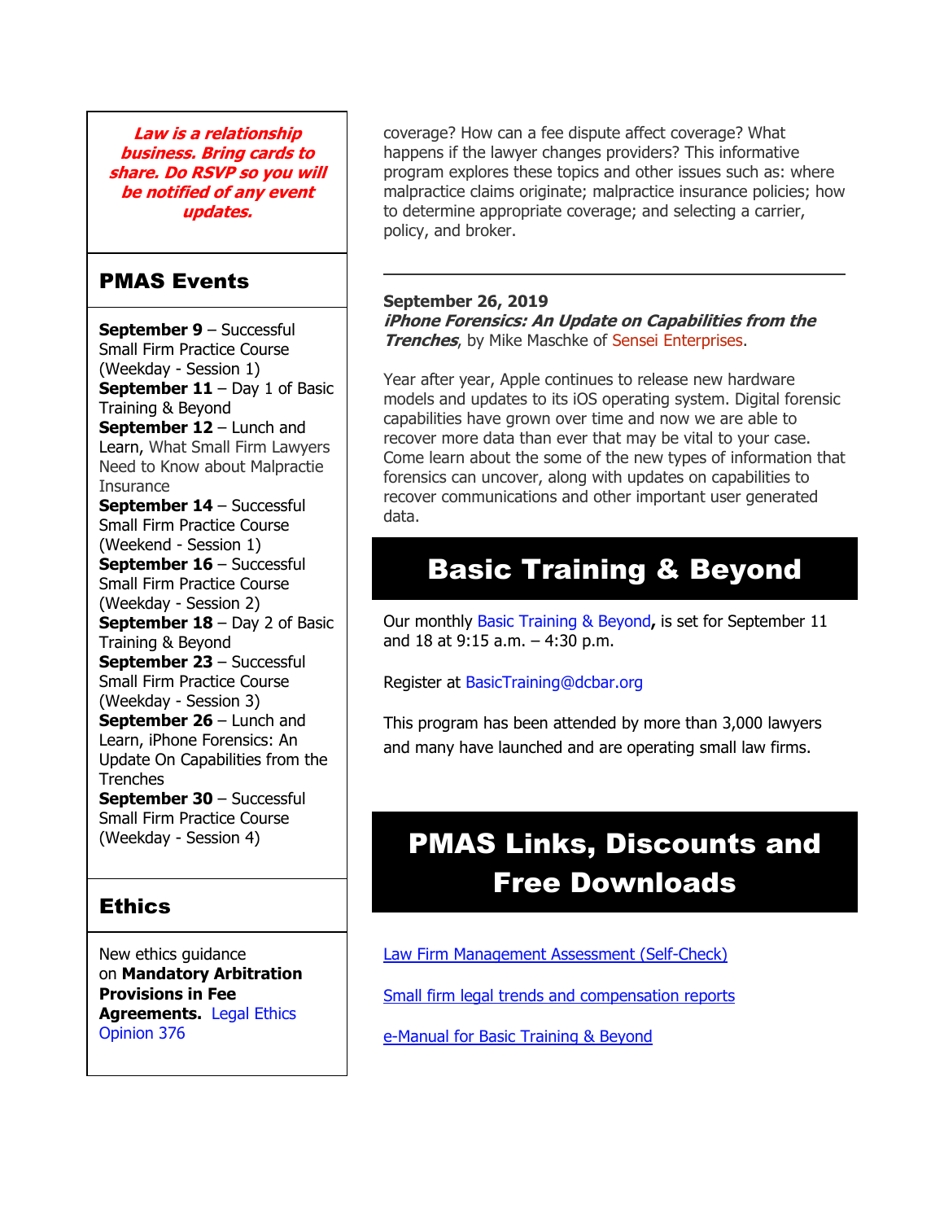***Law is a relationship business. Bring cards to share. Do RSVP so you will be notified of any event updates.***

## PMAS Events

**September 9** – Successful Small Firm Practice Course (Weekday - Session 1)
**September 11** – Day 1 of Basic Training & Beyond
**September 12** – Lunch and Learn, What Small Firm Lawyers Need to Know about Malpractie Insurance
**September 14** – Successful Small Firm Practice Course (Weekend - Session 1)
**September 16** – Successful Small Firm Practice Course (Weekday - Session 2)
**September 18** – Day 2 of Basic Training & Beyond
**September 23** – Successful Small Firm Practice Course (Weekday - Session 3)
**September 26** – Lunch and Learn, iPhone Forensics: An Update On Capabilities from the Trenches
**September 30** – Successful Small Firm Practice Course (Weekday - Session 4)

## Ethics

New ethics guidance on **Mandatory Arbitration Provisions in Fee Agreements.** Legal Ethics Opinion 376

coverage? How can a fee dispute affect coverage? What happens if the lawyer changes providers? This informative program explores these topics and other issues such as: where malpractice claims originate; malpractice insurance policies; how to determine appropriate coverage; and selecting a carrier, policy, and broker.

---

**September 26, 2019**
***iPhone Forensics: An Update on Capabilities from the Trenches***, by Mike Maschke of Sensei Enterprises.

Year after year, Apple continues to release new hardware models and updates to its iOS operating system. Digital forensic capabilities have grown over time and now we are able to recover more data than ever that may be vital to your case. Come learn about the some of the new types of information that forensics can uncover, along with updates on capabilities to recover communications and other important user generated data.

# Basic Training & Beyond

Our monthly Basic Training & Beyond**,** is set for September 11 and 18 at 9:15 a.m. – 4:30 p.m.

Register at BasicTraining@dcbar.org

This program has been attended by more than 3,000 lawyers and many have launched and are operating small law firms.

# PMAS Links, Discounts and Free Downloads

Law Firm Management Assessment (Self-Check)

Small firm legal trends and compensation reports

e-Manual for Basic Training & Beyond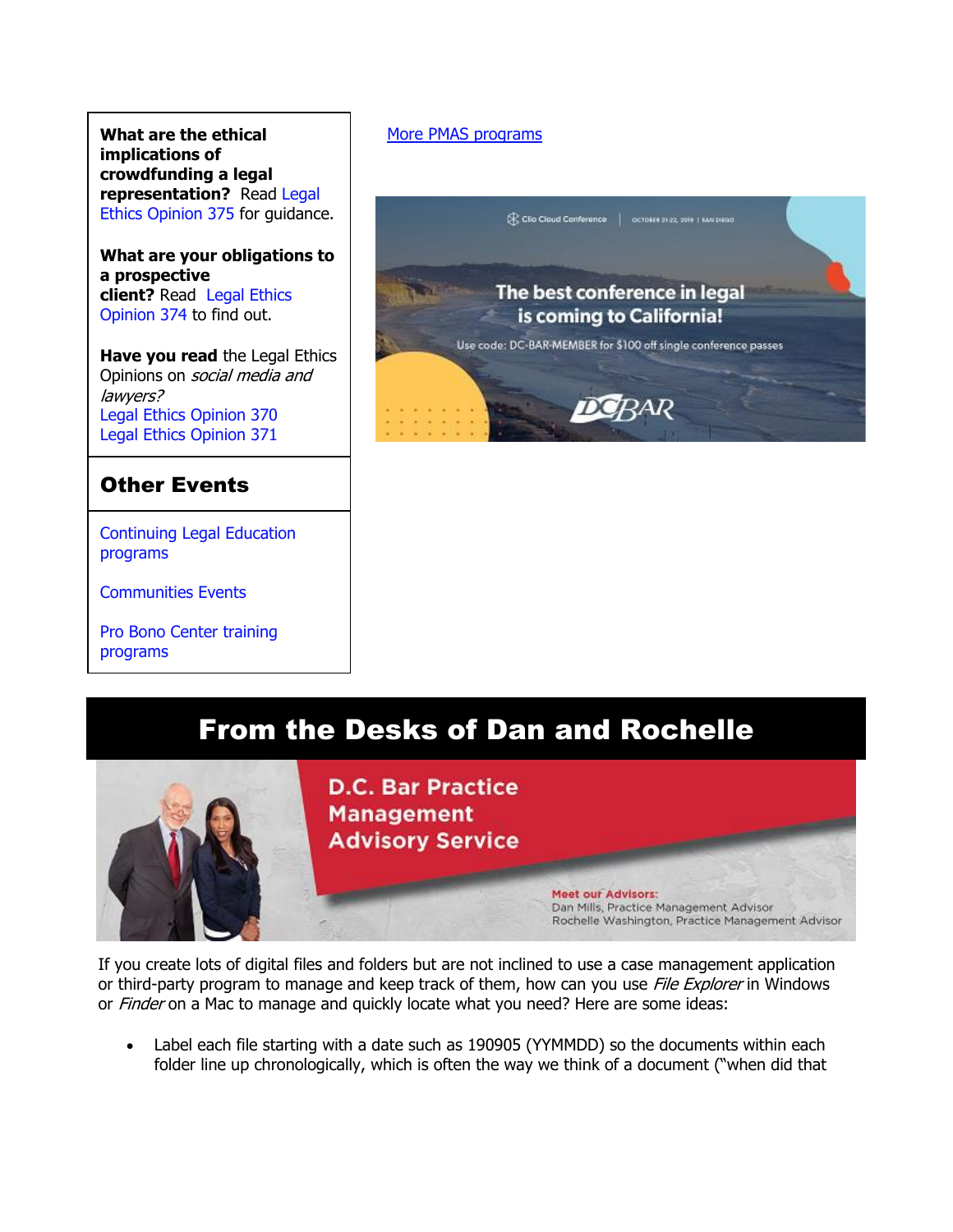**What are the ethical implications of crowdfunding a legal representation?** Read Legal Ethics Opinion 375 for guidance.

**What are your obligations to a prospective client?** Read Legal Ethics Opinion 374 to find out.

**Have you read** the Legal Ethics Opinions on *social media and lawyers?*
Legal Ethics Opinion 370
Legal Ethics Opinion 371

## Other Events

Continuing Legal Education programs

Communities Events

Pro Bono Center training programs

More PMAS programs

Clio Cloud Conference | OCTOBER 21-22, 2019 | SAN DIEGO

The best conference in legal is coming to California!

Use code: DC-BAR-MEMBER for $100 off single conference passes

DC BAR

# From the Desks of Dan and Rochelle

D.C. Bar Practice Management Advisory Service

Meet our Advisors:
Dan Mills, Practice Management Advisor
Rochelle Washington, Practice Management Advisor

If you create lots of digital files and folders but are not inclined to use a case management application or third-party program to manage and keep track of them, how can you use *File Explorer* in Windows or *Finder* on a Mac to manage and quickly locate what you need? Here are some ideas:

- Label each file starting with a date such as 190905 (YYMMDD) so the documents within each folder line up chronologically, which is often the way we think of a document ("when did that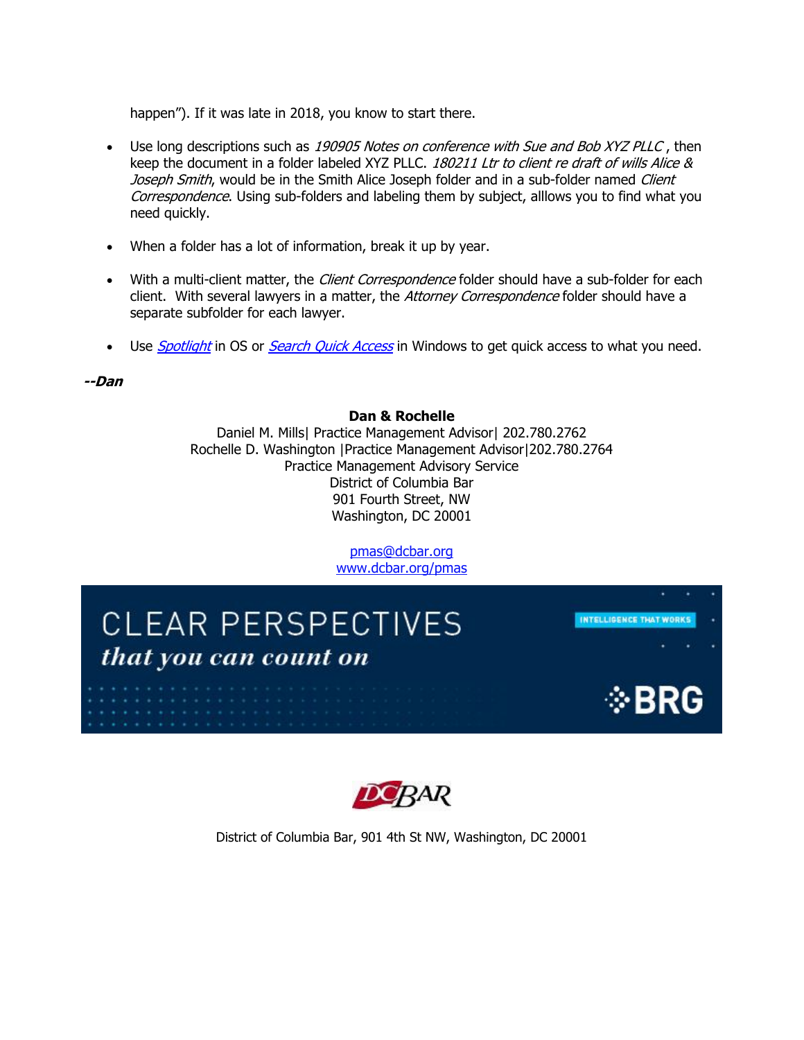happen"). If it was late in 2018, you know to start there.

- Use long descriptions such as *190905 Notes on conference with Sue and Bob XYZ PLLC* , then keep the document in a folder labeled XYZ PLLC. *180211 Ltr to client re draft of wills Alice & Joseph Smith*, would be in the Smith Alice Joseph folder and in a sub-folder named *Client Correspondence*. Using sub-folders and labeling them by subject, alllows you to find what you need quickly.

- When a folder has a lot of information, break it up by year.

- With a multi-client matter, the *Client Correspondence* folder should have a sub-folder for each client. With several lawyers in a matter, the *Attorney Correspondence* folder should have a separate subfolder for each lawyer.

- Use [*Spotlight*]() in OS or [*Search Quick Access*]() in Windows to get quick access to what you need.

***--Dan***

**Dan & Rochelle**
Daniel M. Mills| Practice Management Advisor| 202.780.2762
Rochelle D. Washington |Practice Management Advisor|202.780.2764
Practice Management Advisory Service
District of Columbia Bar
901 Fourth Street, NW
Washington, DC 20001

pmas@dcbar.org
www.dcbar.org/pmas

CLEAR PERSPECTIVES
*that you can count on*
INTELLIGENCE THAT WORKS
BRG

DC BAR

District of Columbia Bar, 901 4th St NW, Washington, DC 20001